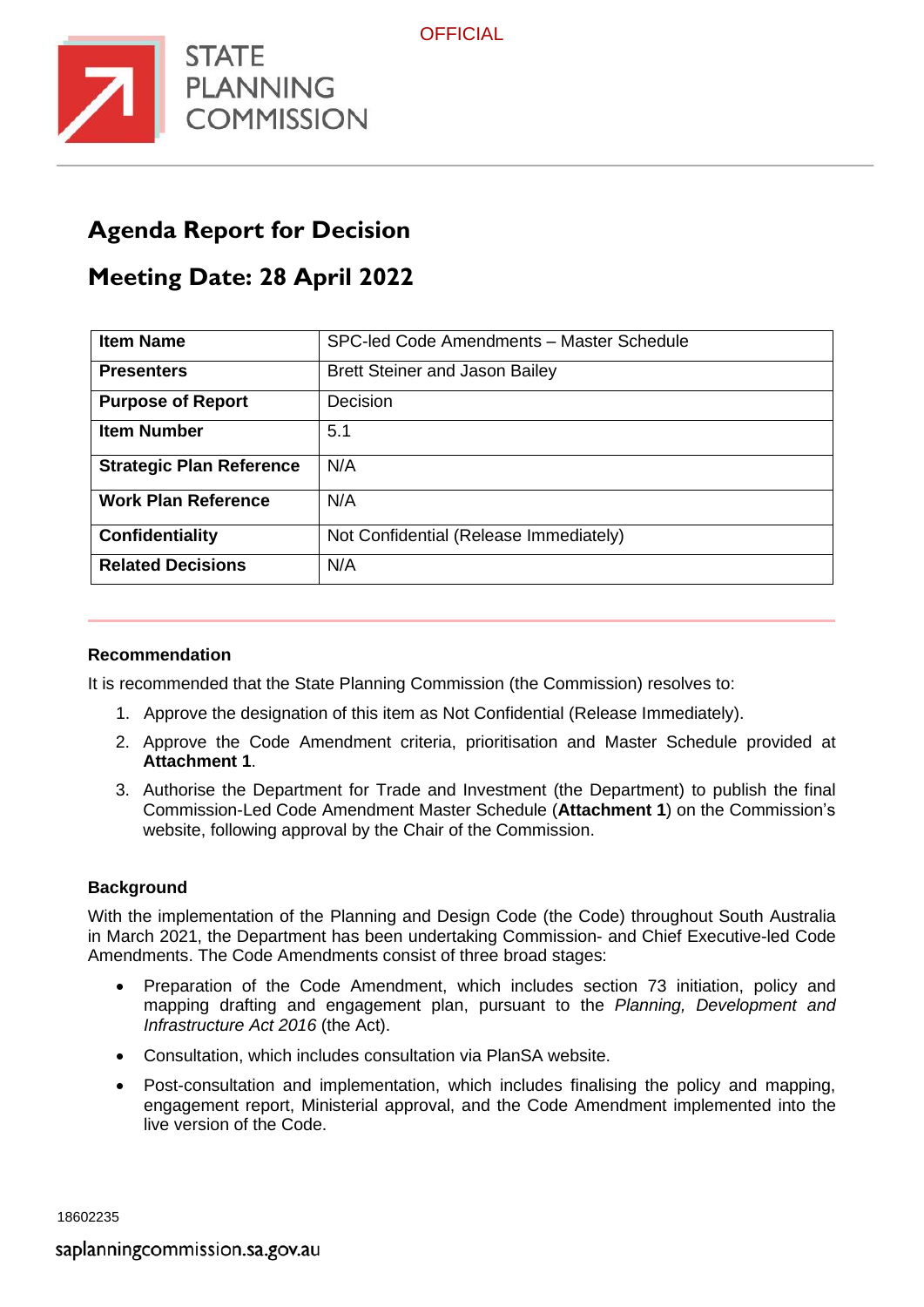OFFICIAL

STATE PLANNING COMMISSION

# Agenda Report for Decision

# Meeting Date: 28 April 2022

| **Item Name** | SPC-led Code Amendments – Master Schedule |
|---|---|
| **Presenters** | Brett Steiner and Jason Bailey |
| **Purpose of Report** | Decision |
| **Item Number** | 5.1 |
| **Strategic Plan Reference** | N/A |
| **Work Plan Reference** | N/A |
| **Confidentiality** | Not Confidential (Release Immediately) |
| **Related Decisions** | N/A |

### Recommendation

It is recommended that the State Planning Commission (the Commission) resolves to:

1. Approve the designation of this item as Not Confidential (Release Immediately).
2. Approve the Code Amendment criteria, prioritisation and Master Schedule provided at **Attachment 1**.
3. Authorise the Department for Trade and Investment (the Department) to publish the final Commission-Led Code Amendment Master Schedule (**Attachment 1**) on the Commission's website, following approval by the Chair of the Commission.

### Background

With the implementation of the Planning and Design Code (the Code) throughout South Australia in March 2021, the Department has been undertaking Commission- and Chief Executive-led Code Amendments. The Code Amendments consist of three broad stages:

- Preparation of the Code Amendment, which includes section 73 initiation, policy and mapping drafting and engagement plan, pursuant to the *Planning, Development and Infrastructure Act 2016* (the Act).
- Consultation, which includes consultation via PlanSA website.
- Post-consultation and implementation, which includes finalising the policy and mapping, engagement report, Ministerial approval, and the Code Amendment implemented into the live version of the Code.

18602235

saplanningcommission.sa.gov.au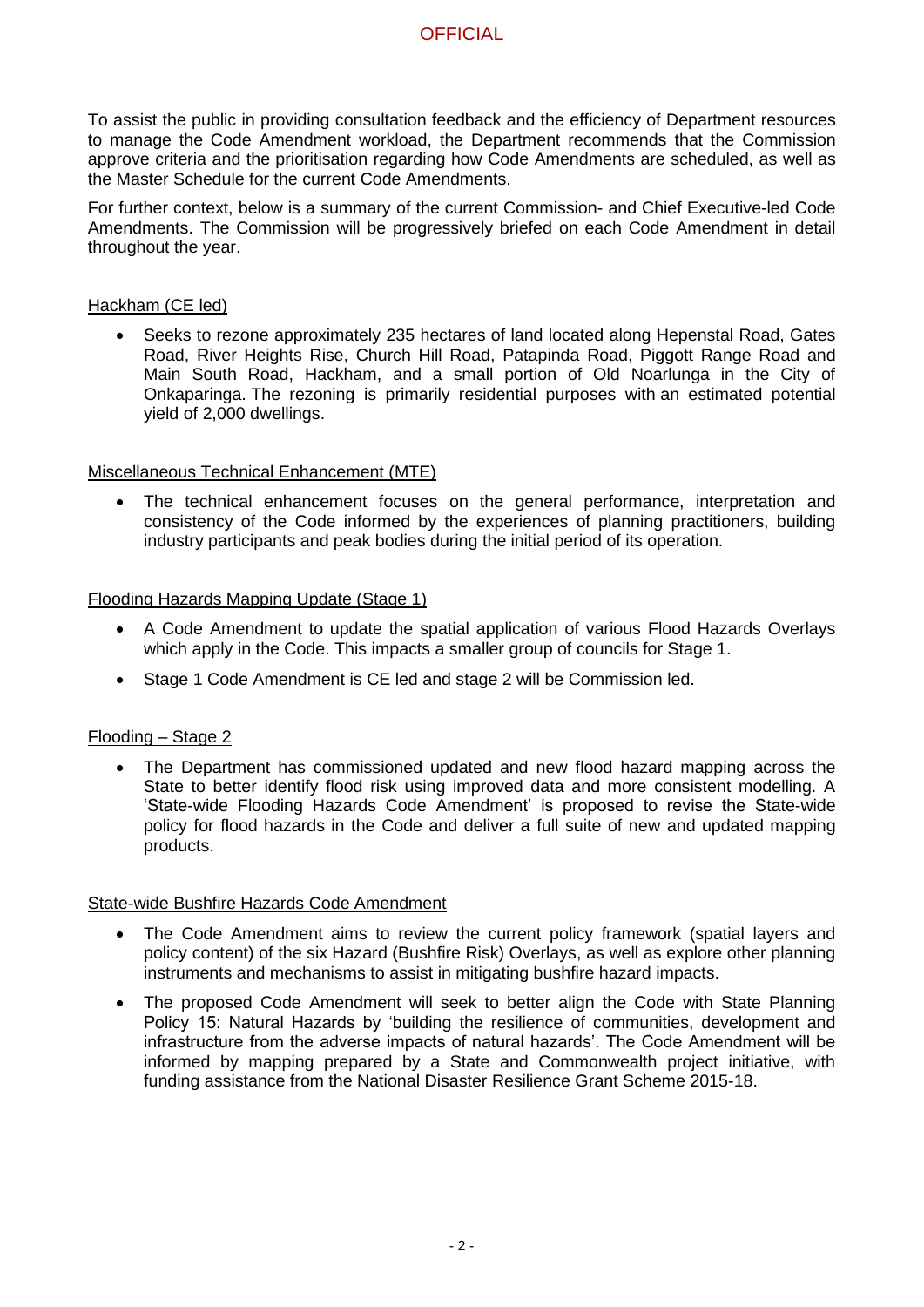To assist the public in providing consultation feedback and the efficiency of Department resources to manage the Code Amendment workload, the Department recommends that the Commission approve criteria and the prioritisation regarding how Code Amendments are scheduled, as well as the Master Schedule for the current Code Amendments.

For further context, below is a summary of the current Commission- and Chief Executive-led Code Amendments. The Commission will be progressively briefed on each Code Amendment in detail throughout the year.

Hackham (CE led)

- Seeks to rezone approximately 235 hectares of land located along Hepenstal Road, Gates Road, River Heights Rise, Church Hill Road, Patapinda Road, Piggott Range Road and Main South Road, Hackham, and a small portion of Old Noarlunga in the City of Onkaparinga. The rezoning is primarily residential purposes with an estimated potential yield of 2,000 dwellings.

Miscellaneous Technical Enhancement (MTE)

- The technical enhancement focuses on the general performance, interpretation and consistency of the Code informed by the experiences of planning practitioners, building industry participants and peak bodies during the initial period of its operation.

Flooding Hazards Mapping Update (Stage 1)

- A Code Amendment to update the spatial application of various Flood Hazards Overlays which apply in the Code. This impacts a smaller group of councils for Stage 1.
- Stage 1 Code Amendment is CE led and stage 2 will be Commission led.

Flooding – Stage 2

- The Department has commissioned updated and new flood hazard mapping across the State to better identify flood risk using improved data and more consistent modelling. A 'State-wide Flooding Hazards Code Amendment' is proposed to revise the State-wide policy for flood hazards in the Code and deliver a full suite of new and updated mapping products.

State-wide Bushfire Hazards Code Amendment

- The Code Amendment aims to review the current policy framework (spatial layers and policy content) of the six Hazard (Bushfire Risk) Overlays, as well as explore other planning instruments and mechanisms to assist in mitigating bushfire hazard impacts.
- The proposed Code Amendment will seek to better align the Code with State Planning Policy 15: Natural Hazards by 'building the resilience of communities, development and infrastructure from the adverse impacts of natural hazards'. The Code Amendment will be informed by mapping prepared by a State and Commonwealth project initiative, with funding assistance from the National Disaster Resilience Grant Scheme 2015-18.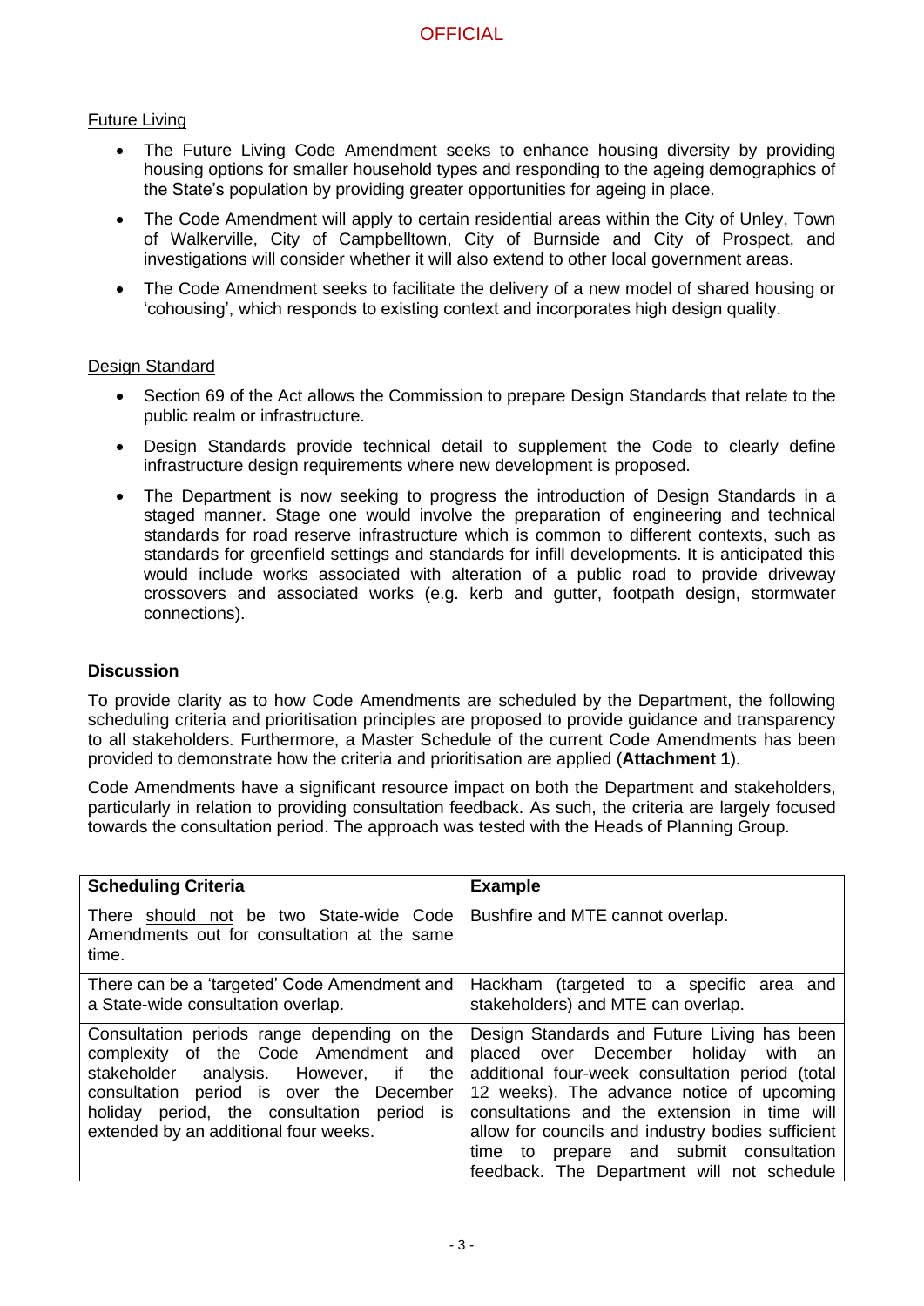Future Living

- The Future Living Code Amendment seeks to enhance housing diversity by providing housing options for smaller household types and responding to the ageing demographics of the State's population by providing greater opportunities for ageing in place.
- The Code Amendment will apply to certain residential areas within the City of Unley, Town of Walkerville, City of Campbelltown, City of Burnside and City of Prospect, and investigations will consider whether it will also extend to other local government areas.
- The Code Amendment seeks to facilitate the delivery of a new model of shared housing or 'cohousing', which responds to existing context and incorporates high design quality.

Design Standard

- Section 69 of the Act allows the Commission to prepare Design Standards that relate to the public realm or infrastructure.
- Design Standards provide technical detail to supplement the Code to clearly define infrastructure design requirements where new development is proposed.
- The Department is now seeking to progress the introduction of Design Standards in a staged manner. Stage one would involve the preparation of engineering and technical standards for road reserve infrastructure which is common to different contexts, such as standards for greenfield settings and standards for infill developments. It is anticipated this would include works associated with alteration of a public road to provide driveway crossovers and associated works (e.g. kerb and gutter, footpath design, stormwater connections).

**Discussion**

To provide clarity as to how Code Amendments are scheduled by the Department, the following scheduling criteria and prioritisation principles are proposed to provide guidance and transparency to all stakeholders. Furthermore, a Master Schedule of the current Code Amendments has been provided to demonstrate how the criteria and prioritisation are applied (**Attachment 1**).

Code Amendments have a significant resource impact on both the Department and stakeholders, particularly in relation to providing consultation feedback. As such, the criteria are largely focused towards the consultation period. The approach was tested with the Heads of Planning Group.

| **Scheduling Criteria** | **Example** |
|---|---|
| There should not be two State-wide Code Amendments out for consultation at the same time. | Bushfire and MTE cannot overlap. |
| There can be a 'targeted' Code Amendment and a State-wide consultation overlap. | Hackham (targeted to a specific area and stakeholders) and MTE can overlap. |
| Consultation periods range depending on the complexity of the Code Amendment and stakeholder analysis. However, if the consultation period is over the December holiday period, the consultation period is extended by an additional four weeks. | Design Standards and Future Living has been placed over December holiday with an additional four-week consultation period (total 12 weeks). The advance notice of upcoming consultations and the extension in time will allow for councils and industry bodies sufficient time to prepare and submit consultation feedback. The Department will not schedule |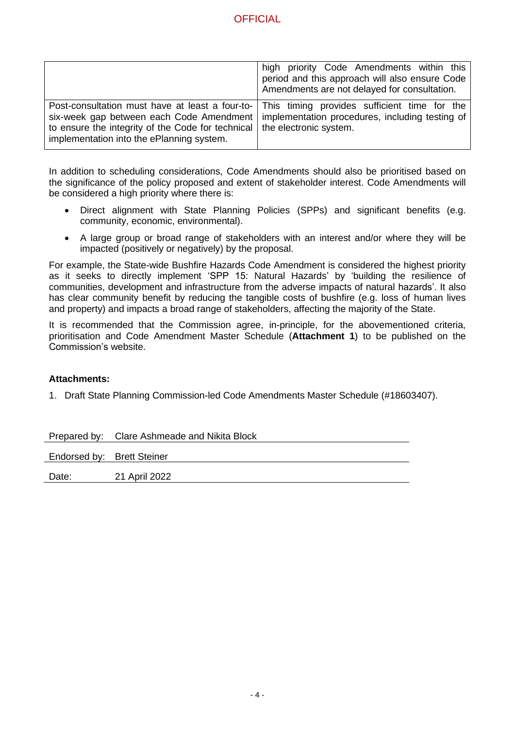| | |
|---|---|
| | high priority Code Amendments within this period and this approach will also ensure Code Amendments are not delayed for consultation. |
| Post-consultation must have at least a four-to-six-week gap between each Code Amendment to ensure the integrity of the Code for technical implementation into the ePlanning system. | This timing provides sufficient time for the implementation procedures, including testing of the electronic system. |

In addition to scheduling considerations, Code Amendments should also be prioritised based on the significance of the policy proposed and extent of stakeholder interest. Code Amendments will be considered a high priority where there is:

- Direct alignment with State Planning Policies (SPPs) and significant benefits (e.g. community, economic, environmental).
- A large group or broad range of stakeholders with an interest and/or where they will be impacted (positively or negatively) by the proposal.

For example, the State-wide Bushfire Hazards Code Amendment is considered the highest priority as it seeks to directly implement 'SPP 15: Natural Hazards' by 'building the resilience of communities, development and infrastructure from the adverse impacts of natural hazards'. It also has clear community benefit by reducing the tangible costs of bushfire (e.g. loss of human lives and property) and impacts a broad range of stakeholders, affecting the majority of the State.

It is recommended that the Commission agree, in-principle, for the abovementioned criteria, prioritisation and Code Amendment Master Schedule (**Attachment 1**) to be published on the Commission's website.

**Attachments:**

1. Draft State Planning Commission-led Code Amendments Master Schedule (#18603407).

| | |
|---|---|
| Prepared by: | Clare Ashmeade and Nikita Block |
| Endorsed by: | Brett Steiner |
| Date: | 21 April 2022 |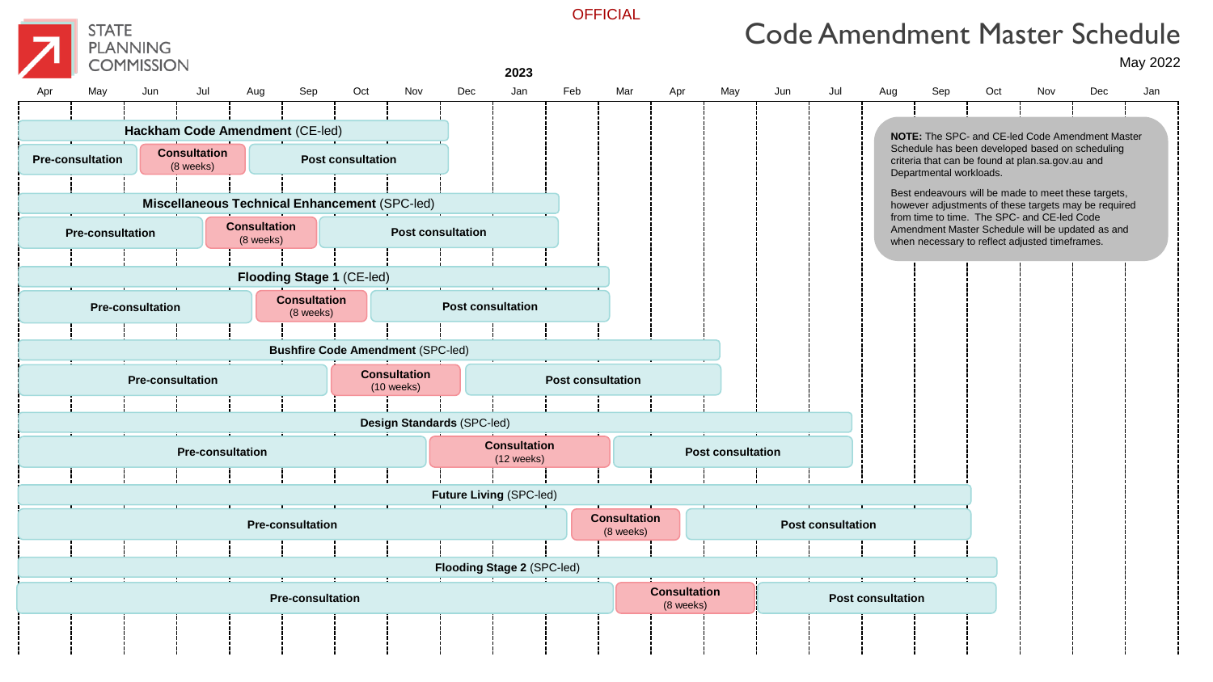OFFICIAL

STATE PLANNING COMMISSION

# Code Amendment Master Schedule

May 2022

2023

Apr May Jun Jul Aug Sep Oct Nov Dec Jan Feb Mar Apr May Jun Jul Aug Sep Oct Nov Dec Jan

**Hackham Code Amendment** (CE-led)

**Pre-consultation** | **Consultation** (8 weeks) | **Post consultation**

**Miscellaneous Technical Enhancement** (SPC-led)

**Pre-consultation** | **Consultation** (8 weeks) | **Post consultation**

**Flooding Stage 1** (CE-led)

**Pre-consultation** | **Consultation** (8 weeks) | **Post consultation**

**Bushfire Code Amendment** (SPC-led)

**Pre-consultation** | **Consultation** (10 weeks) | **Post consultation**

**Design Standards** (SPC-led)

**Pre-consultation** | **Consultation** (12 weeks) | **Post consultation**

**Future Living** (SPC-led)

**Pre-consultation** | **Consultation** (8 weeks) | **Post consultation**

**Flooding Stage 2** (SPC-led)

**Pre-consultation** | **Consultation** (8 weeks) | **Post consultation**

**NOTE:** The SPC- and CE-led Code Amendment Master Schedule has been developed based on scheduling criteria that can be found at plan.sa.gov.au and Departmental workloads.

Best endeavours will be made to meet these targets, however adjustments of these targets may be required from time to time. The SPC- and CE-led Code Amendment Master Schedule will be updated as and when necessary to reflect adjusted timeframes.